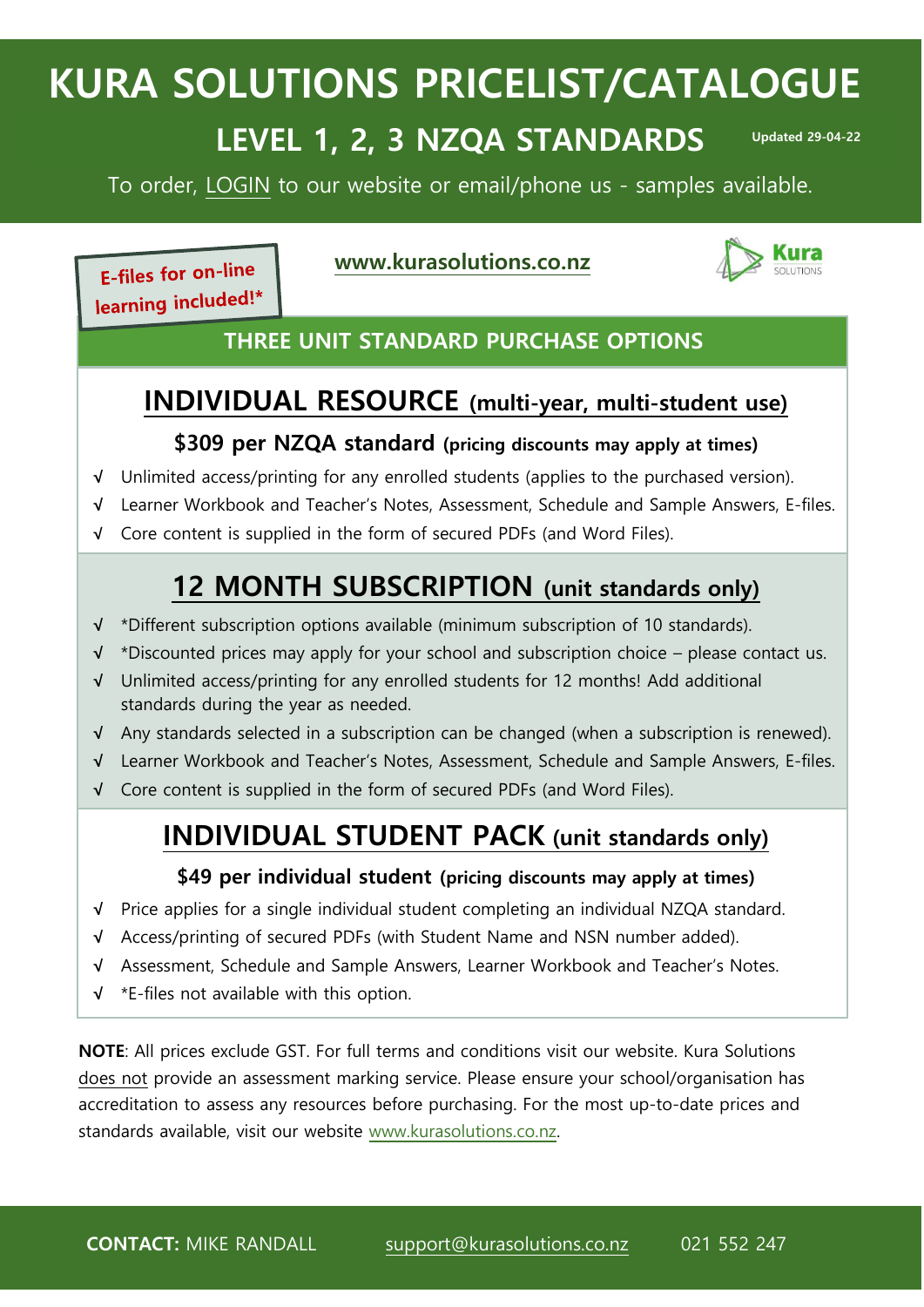# KURA SOLUTIONS PRICELIST/CATALOGUE

## LEVEL 1, 2, 3 NZQA STANDARDS

Updated 29-04-22

To order, LOGIN to our website or email/phone us - samples available.

**E-files for on-line learning included!***

**www.kurasolutions.co.nz**

Kura SOLUTIONS

## THREE UNIT STANDARD PURCHASE OPTIONS

### INDIVIDUAL RESOURCE (multi-year, multi-student use)

**$309 per NZQA standard (pricing discounts may apply at times)**

- √ Unlimited access/printing for any enrolled students (applies to the purchased version).
- √ Learner Workbook and Teacher's Notes, Assessment, Schedule and Sample Answers, E-files.
- √ Core content is supplied in the form of secured PDFs (and Word Files).

### 12 MONTH SUBSCRIPTION (unit standards only)

- √ *Different subscription options available (minimum subscription of 10 standards).
- √ *Discounted prices may apply for your school and subscription choice – please contact us.
- √ Unlimited access/printing for any enrolled students for 12 months! Add additional standards during the year as needed.
- √ Any standards selected in a subscription can be changed (when a subscription is renewed).
- √ Learner Workbook and Teacher's Notes, Assessment, Schedule and Sample Answers, E-files.
- √ Core content is supplied in the form of secured PDFs (and Word Files).

### INDIVIDUAL STUDENT PACK (unit standards only)

**$49 per individual student (pricing discounts may apply at times)**

- √ Price applies for a single individual student completing an individual NZQA standard.
- √ Access/printing of secured PDFs (with Student Name and NSN number added).
- √ Assessment, Schedule and Sample Answers, Learner Workbook and Teacher's Notes.
- √ *E-files not available with this option.

**NOTE**: All prices exclude GST. For full terms and conditions visit our website. Kura Solutions does not provide an assessment marking service. Please ensure your school/organisation has accreditation to assess any resources before purchasing. For the most up-to-date prices and standards available, visit our website www.kurasolutions.co.nz.

**CONTACT:** MIKE RANDALL support@kurasolutions.co.nz 021 552 247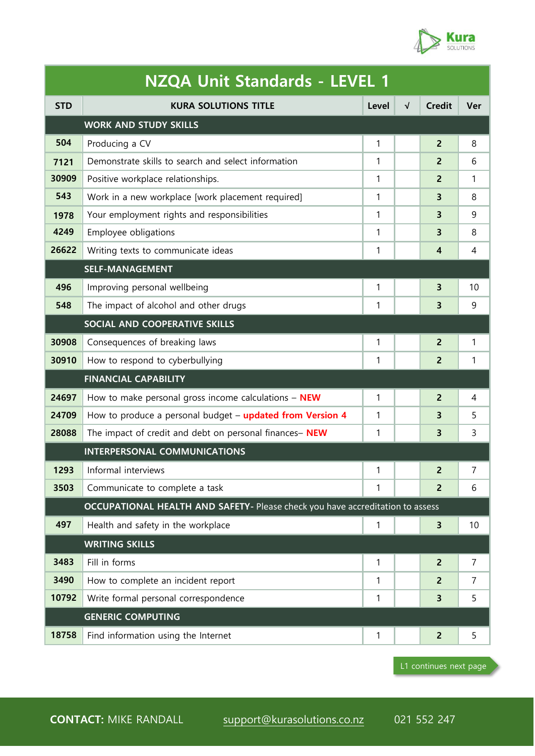# NZQA Unit Standards - LEVEL 1

| STD | KURA SOLUTIONS TITLE | Level | √ | Credit | Ver |
|---|---|---|---|---|---|
| | **WORK AND STUDY SKILLS** | | | | |
| **504** | Producing a CV | 1 | | **2** | 8 |
| **7121** | Demonstrate skills to search and select information | 1 | | **2** | 6 |
| **30909** | Positive workplace relationships. | 1 | | **2** | 1 |
| **543** | Work in a new workplace [work placement required] | 1 | | **3** | 8 |
| **1978** | Your employment rights and responsibilities | 1 | | **3** | 9 |
| **4249** | Employee obligations | 1 | | **3** | 8 |
| **26622** | Writing texts to communicate ideas | 1 | | **4** | 4 |
| | **SELF-MANAGEMENT** | | | | |
| **496** | Improving personal wellbeing | 1 | | **3** | 10 |
| **548** | The impact of alcohol and other drugs | 1 | | **3** | 9 |
| | **SOCIAL AND COOPERATIVE SKILLS** | | | | |
| **30908** | Consequences of breaking laws | 1 | | **2** | 1 |
| **30910** | How to respond to cyberbullying | 1 | | **2** | 1 |
| | **FINANCIAL CAPABILITY** | | | | |
| **24697** | How to make personal gross income calculations – **NEW** | 1 | | **2** | 4 |
| **24709** | How to produce a personal budget – **updated from Version 4** | 1 | | **3** | 5 |
| **28088** | The impact of credit and debt on personal finances– **NEW** | 1 | | **3** | 3 |
| | **INTERPERSONAL COMMUNICATIONS** | | | | |
| **1293** | Informal interviews | 1 | | **2** | 7 |
| **3503** | Communicate to complete a task | 1 | | **2** | 6 |
| | **OCCUPATIONAL HEALTH AND SAFETY**- Please check you have accreditation to assess | | | | |
| **497** | Health and safety in the workplace | 1 | | **3** | 10 |
| | **WRITING SKILLS** | | | | |
| **3483** | Fill in forms | 1 | | **2** | 7 |
| **3490** | How to complete an incident report | 1 | | **2** | 7 |
| **10792** | Write formal personal correspondence | 1 | | **3** | 5 |
| | **GENERIC COMPUTING** | | | | |
| **18758** | Find information using the Internet | 1 | | **2** | 5 |

L1 continues next page

**CONTACT:** MIKE RANDALL support@kurasolutions.co.nz 021 552 247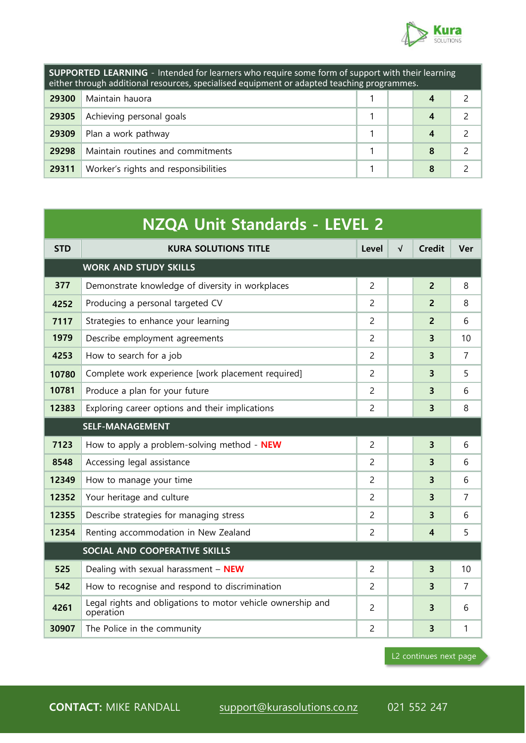| **SUPPORTED LEARNING** - Intended for learners who require some form of support with their learning either through additional resources, specialised equipment or adapted teaching programmes. | | | | | |
|---|---|---|---|---|---|
| **29300** | Maintain hauora | 1 | | **4** | 2 |
| **29305** | Achieving personal goals | 1 | | **4** | 2 |
| **29309** | Plan a work pathway | 1 | | **4** | 2 |
| **29298** | Maintain routines and commitments | 1 | | **8** | 2 |
| **29311** | Worker's rights and responsibilities | 1 | | **8** | 2 |

## NZQA Unit Standards - LEVEL 2

| STD | KURA SOLUTIONS TITLE | Level | √ | Credit | Ver |
|---|---|---|---|---|---|
| | **WORK AND STUDY SKILLS** | | | | |
| **377** | Demonstrate knowledge of diversity in workplaces | 2 | | **2** | 8 |
| **4252** | Producing a personal targeted CV | 2 | | **2** | 8 |
| **7117** | Strategies to enhance your learning | 2 | | **2** | 6 |
| **1979** | Describe employment agreements | 2 | | **3** | 10 |
| **4253** | How to search for a job | 2 | | **3** | 7 |
| **10780** | Complete work experience [work placement required] | 2 | | **3** | 5 |
| **10781** | Produce a plan for your future | 2 | | **3** | 6 |
| **12383** | Exploring career options and their implications | 2 | | **3** | 8 |
| | **SELF-MANAGEMENT** | | | | |
| **7123** | How to apply a problem-solving method - **NEW** | 2 | | **3** | 6 |
| **8548** | Accessing legal assistance | 2 | | **3** | 6 |
| **12349** | How to manage your time | 2 | | **3** | 6 |
| **12352** | Your heritage and culture | 2 | | **3** | 7 |
| **12355** | Describe strategies for managing stress | 2 | | **3** | 6 |
| **12354** | Renting accommodation in New Zealand | 2 | | **4** | 5 |
| | **SOCIAL AND COOPERATIVE SKILLS** | | | | |
| **525** | Dealing with sexual harassment – **NEW** | 2 | | **3** | 10 |
| **542** | How to recognise and respond to discrimination | 2 | | **3** | 7 |
| **4261** | Legal rights and obligations to motor vehicle ownership and operation | 2 | | **3** | 6 |
| **30907** | The Police in the community | 2 | | **3** | 1 |

L2 continues next page

**CONTACT:** MIKE RANDALL support@kurasolutions.co.nz 021 552 247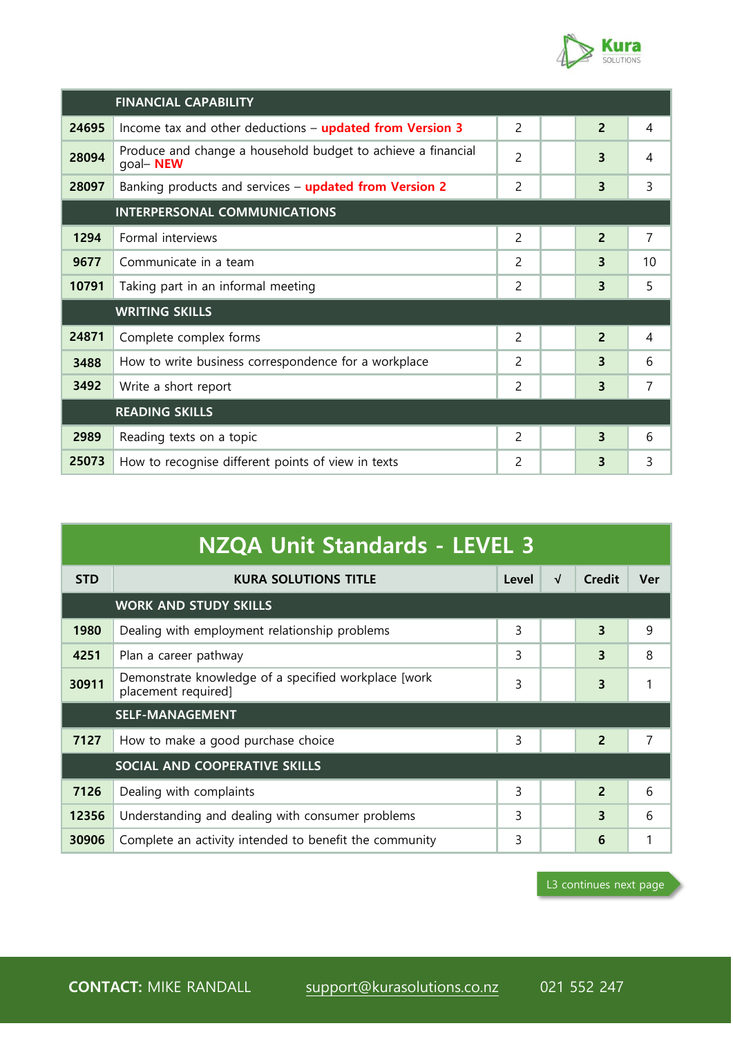| | FINANCIAL CAPABILITY | | | | |
|---|---|---|---|---|---|
| **24695** | Income tax and other deductions – **updated from Version 3** | 2 | | **2** | 4 |
| **28094** | Produce and change a household budget to achieve a financial goal– **NEW** | 2 | | **3** | 4 |
| **28097** | Banking products and services – **updated from Version 2** | 2 | | **3** | 3 |
| | **INTERPERSONAL COMMUNICATIONS** | | | | |
| **1294** | Formal interviews | 2 | | **2** | 7 |
| **9677** | Communicate in a team | 2 | | **3** | 10 |
| **10791** | Taking part in an informal meeting | 2 | | **3** | 5 |
| | **WRITING SKILLS** | | | | |
| **24871** | Complete complex forms | 2 | | **2** | 4 |
| **3488** | How to write business correspondence for a workplace | 2 | | **3** | 6 |
| **3492** | Write a short report | 2 | | **3** | 7 |
| | **READING SKILLS** | | | | |
| **2989** | Reading texts on a topic | 2 | | **3** | 6 |
| **25073** | How to recognise different points of view in texts | 2 | | **3** | 3 |

## NZQA Unit Standards - LEVEL 3

| STD | KURA SOLUTIONS TITLE | Level | √ | Credit | Ver |
|---|---|---|---|---|---|
| | **WORK AND STUDY SKILLS** | | | | |
| **1980** | Dealing with employment relationship problems | 3 | | **3** | 9 |
| **4251** | Plan a career pathway | 3 | | **3** | 8 |
| **30911** | Demonstrate knowledge of a specified workplace [work placement required] | 3 | | **3** | 1 |
| | **SELF-MANAGEMENT** | | | | |
| **7127** | How to make a good purchase choice | 3 | | **2** | 7 |
| | **SOCIAL AND COOPERATIVE SKILLS** | | | | |
| **7126** | Dealing with complaints | 3 | | **2** | 6 |
| **12356** | Understanding and dealing with consumer problems | 3 | | **3** | 6 |
| **30906** | Complete an activity intended to benefit the community | 3 | | **6** | 1 |

L3 continues next page

**CONTACT:** MIKE RANDALL support@kurasolutions.co.nz 021 552 247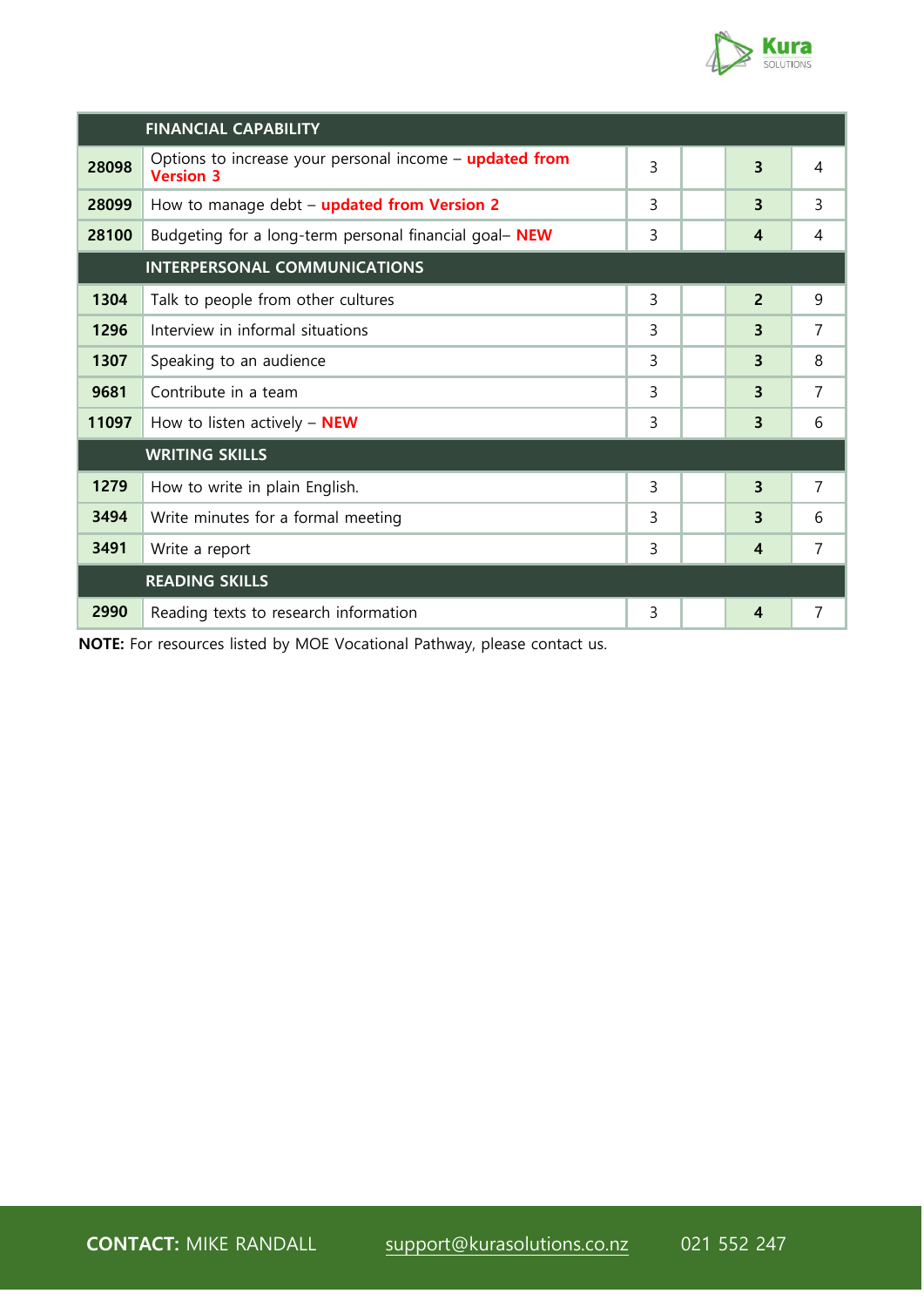| | FINANCIAL CAPABILITY | | | | |
|---|---|---|---|---|---|
| **28098** | Options to increase your personal income – **updated from Version 3** | 3 | | **3** | 4 |
| **28099** | How to manage debt – **updated from Version 2** | 3 | | **3** | 3 |
| **28100** | Budgeting for a long-term personal financial goal– **NEW** | 3 | | **4** | 4 |
| | **INTERPERSONAL COMMUNICATIONS** | | | | |
| **1304** | Talk to people from other cultures | 3 | | **2** | 9 |
| **1296** | Interview in informal situations | 3 | | **3** | 7 |
| **1307** | Speaking to an audience | 3 | | **3** | 8 |
| **9681** | Contribute in a team | 3 | | **3** | 7 |
| **11097** | How to listen actively – **NEW** | 3 | | **3** | 6 |
| | **WRITING SKILLS** | | | | |
| **1279** | How to write in plain English. | 3 | | **3** | 7 |
| **3494** | Write minutes for a formal meeting | 3 | | **3** | 6 |
| **3491** | Write a report | 3 | | **4** | 7 |
| | **READING SKILLS** | | | | |
| **2990** | Reading texts to research information | 3 | | **4** | 7 |

**NOTE:** For resources listed by MOE Vocational Pathway, please contact us.

**CONTACT:** MIKE RANDALL support@kurasolutions.co.nz 021 552 247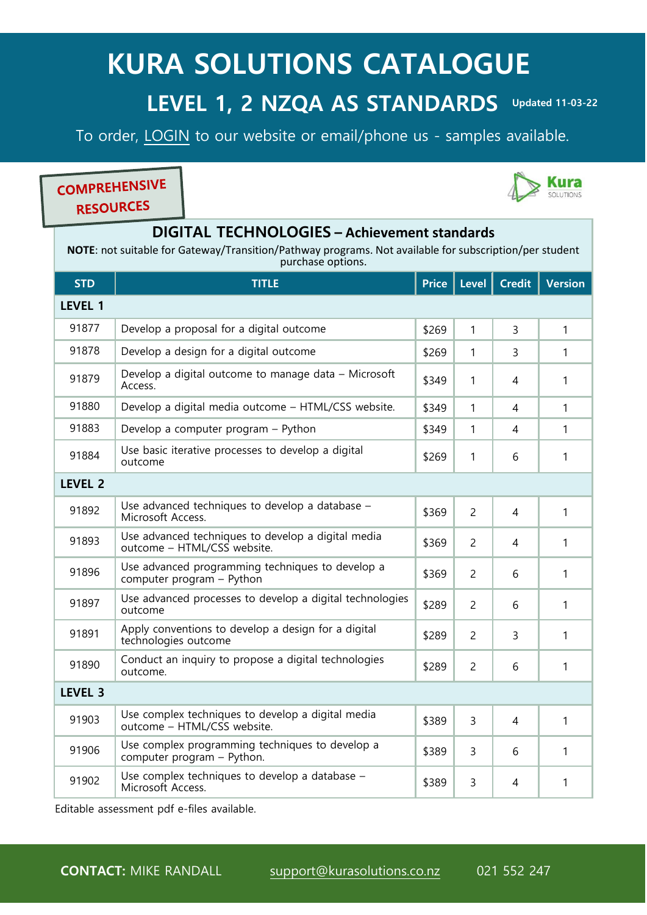# KURA SOLUTIONS CATALOGUE

## LEVEL 1, 2 NZQA AS STANDARDS

Updated 11-03-22

To order, LOGIN to our website or email/phone us - samples available.

COMPREHENSIVE RESOURCES

Kura SOLUTIONS

## DIGITAL TECHNOLOGIES – Achievement standards

**NOTE**: not suitable for Gateway/Transition/Pathway programs. Not available for subscription/per student purchase options.

| STD | TITLE | Price | Level | Credit | Version |
|---|---|---|---|---|---|
| **LEVEL 1** | | | | | |
| 91877 | Develop a proposal for a digital outcome | $269 | 1 | 3 | 1 |
| 91878 | Develop a design for a digital outcome | $269 | 1 | 3 | 1 |
| 91879 | Develop a digital outcome to manage data – Microsoft Access. | $349 | 1 | 4 | 1 |
| 91880 | Develop a digital media outcome – HTML/CSS website. | $349 | 1 | 4 | 1 |
| 91883 | Develop a computer program – Python | $349 | 1 | 4 | 1 |
| 91884 | Use basic iterative processes to develop a digital outcome | $269 | 1 | 6 | 1 |
| **LEVEL 2** | | | | | |
| 91892 | Use advanced techniques to develop a database – Microsoft Access. | $369 | 2 | 4 | 1 |
| 91893 | Use advanced techniques to develop a digital media outcome – HTML/CSS website. | $369 | 2 | 4 | 1 |
| 91896 | Use advanced programming techniques to develop a computer program – Python | $369 | 2 | 6 | 1 |
| 91897 | Use advanced processes to develop a digital technologies outcome | $289 | 2 | 6 | 1 |
| 91891 | Apply conventions to develop a design for a digital technologies outcome | $289 | 2 | 3 | 1 |
| 91890 | Conduct an inquiry to propose a digital technologies outcome. | $289 | 2 | 6 | 1 |
| **LEVEL 3** | | | | | |
| 91903 | Use complex techniques to develop a digital media outcome – HTML/CSS website. | $389 | 3 | 4 | 1 |
| 91906 | Use complex programming techniques to develop a computer program – Python. | $389 | 3 | 6 | 1 |
| 91902 | Use complex techniques to develop a database – Microsoft Access. | $389 | 3 | 4 | 1 |

Editable assessment pdf e-files available.

**CONTACT:** MIKE RANDALL support@kurasolutions.co.nz 021 552 247